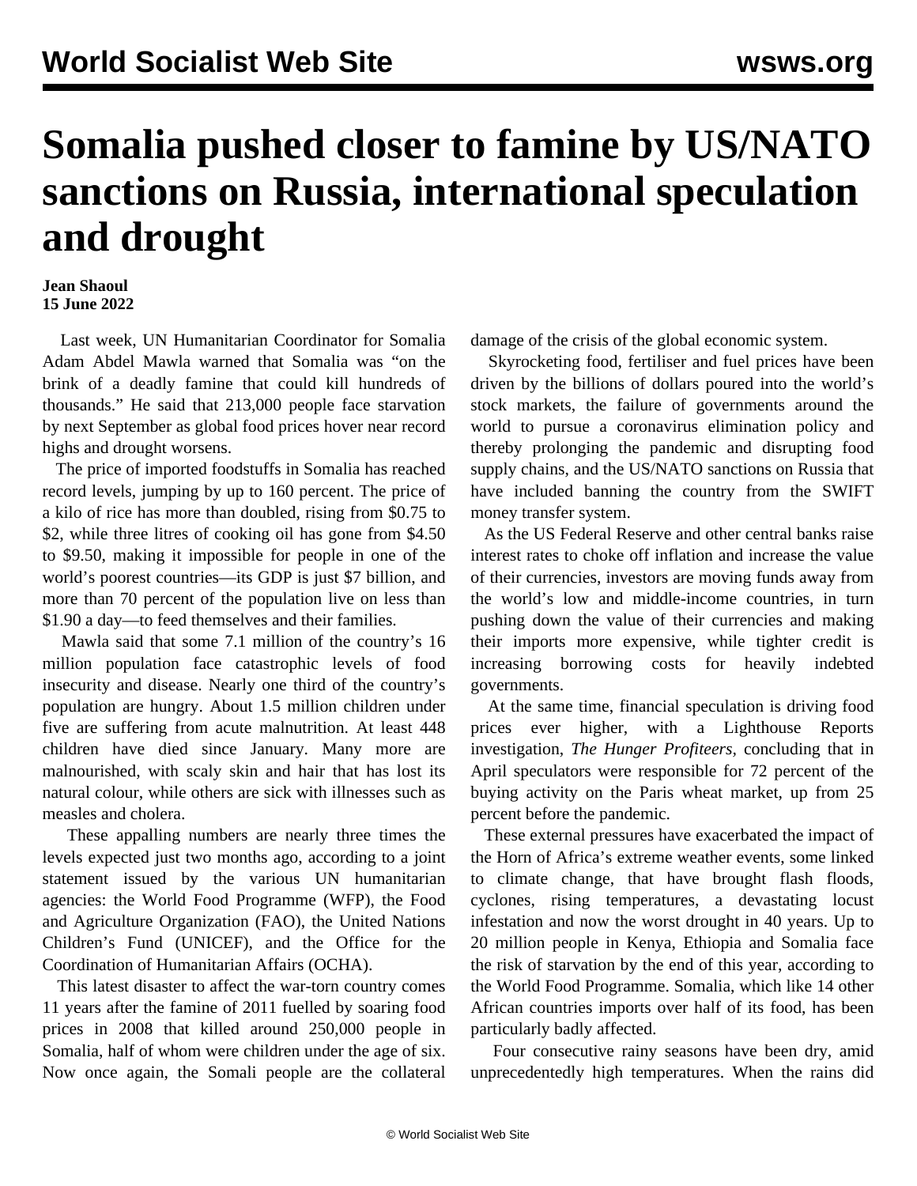# Somalia pushed closer to famine by US/NATO sanctions on Russia, international speculation and drought

**Jean Shaoul**
**15 June 2022**

Last week, UN Humanitarian Coordinator for Somalia Adam Abdel Mawla warned that Somalia was "on the brink of a deadly famine that could kill hundreds of thousands." He said that 213,000 people face starvation by next September as global food prices hover near record highs and drought worsens.

The price of imported foodstuffs in Somalia has reached record levels, jumping by up to 160 percent. The price of a kilo of rice has more than doubled, rising from $0.75 to $2, while three litres of cooking oil has gone from $4.50 to $9.50, making it impossible for people in one of the world's poorest countries—its GDP is just $7 billion, and more than 70 percent of the population live on less than $1.90 a day—to feed themselves and their families.

Mawla said that some 7.1 million of the country's 16 million population face catastrophic levels of food insecurity and disease. Nearly one third of the country's population are hungry. About 1.5 million children under five are suffering from acute malnutrition. At least 448 children have died since January. Many more are malnourished, with scaly skin and hair that has lost its natural colour, while others are sick with illnesses such as measles and cholera.

These appalling numbers are nearly three times the levels expected just two months ago, according to a joint statement issued by the various UN humanitarian agencies: the World Food Programme (WFP), the Food and Agriculture Organization (FAO), the United Nations Children's Fund (UNICEF), and the Office for the Coordination of Humanitarian Affairs (OCHA).

This latest disaster to affect the war-torn country comes 11 years after the famine of 2011 fuelled by soaring food prices in 2008 that killed around 250,000 people in Somalia, half of whom were children under the age of six. Now once again, the Somali people are the collateral damage of the crisis of the global economic system.

Skyrocketing food, fertiliser and fuel prices have been driven by the billions of dollars poured into the world's stock markets, the failure of governments around the world to pursue a coronavirus elimination policy and thereby prolonging the pandemic and disrupting food supply chains, and the US/NATO sanctions on Russia that have included banning the country from the SWIFT money transfer system.

As the US Federal Reserve and other central banks raise interest rates to choke off inflation and increase the value of their currencies, investors are moving funds away from the world's low and middle-income countries, in turn pushing down the value of their currencies and making their imports more expensive, while tighter credit is increasing borrowing costs for heavily indebted governments.

At the same time, financial speculation is driving food prices ever higher, with a Lighthouse Reports investigation, *The Hunger Profiteers,* concluding that in April speculators were responsible for 72 percent of the buying activity on the Paris wheat market, up from 25 percent before the pandemic.

These external pressures have exacerbated the impact of the Horn of Africa's extreme weather events, some linked to climate change, that have brought flash floods, cyclones, rising temperatures, a devastating locust infestation and now the worst drought in 40 years. Up to 20 million people in Kenya, Ethiopia and Somalia face the risk of starvation by the end of this year, according to the World Food Programme. Somalia, which like 14 other African countries imports over half of its food, has been particularly badly affected.

Four consecutive rainy seasons have been dry, amid unprecedentedly high temperatures. When the rains did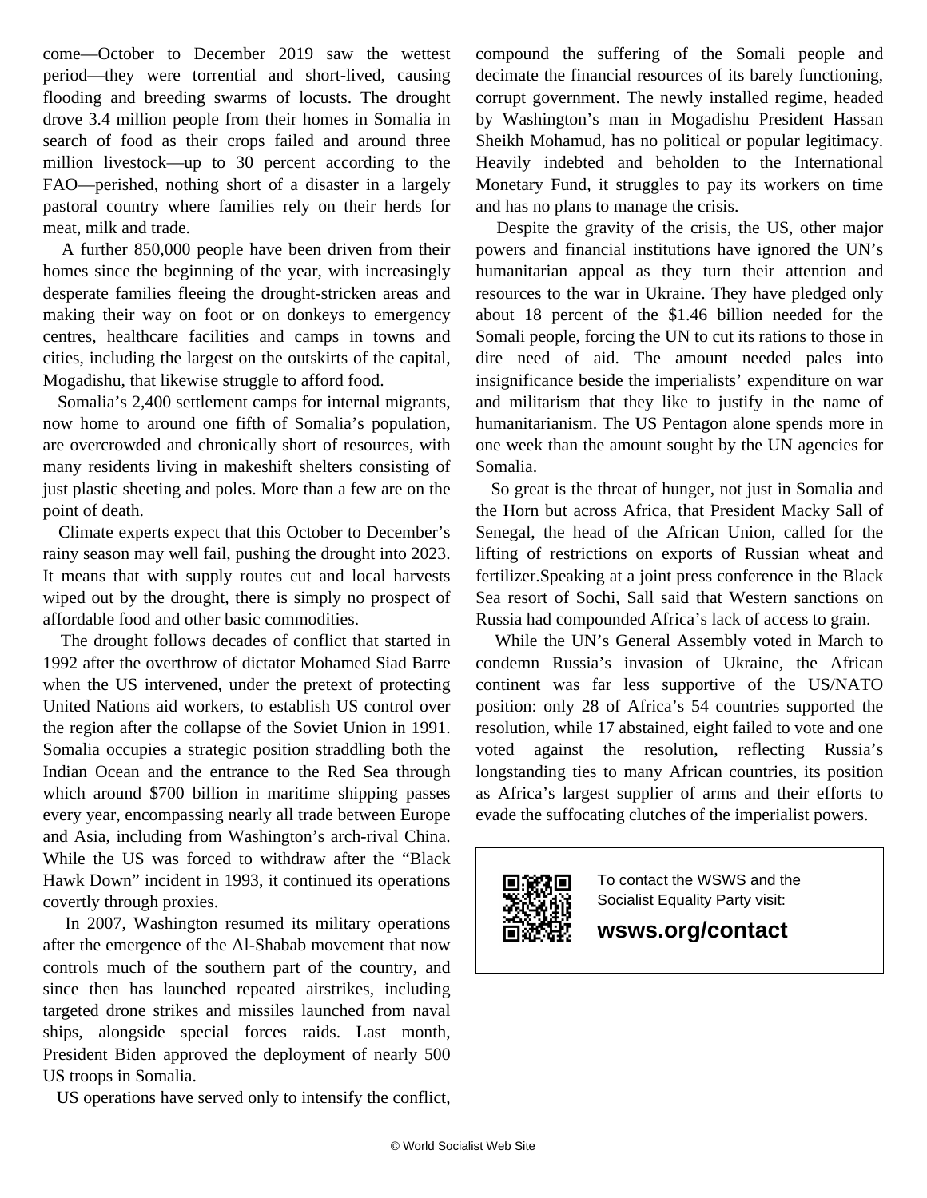come—October to December 2019 saw the wettest period—they were torrential and short-lived, causing flooding and breeding swarms of locusts. The drought drove 3.4 million people from their homes in Somalia in search of food as their crops failed and around three million livestock—up to 30 percent according to the FAO—perished, nothing short of a disaster in a largely pastoral country where families rely on their herds for meat, milk and trade.

A further 850,000 people have been driven from their homes since the beginning of the year, with increasingly desperate families fleeing the drought-stricken areas and making their way on foot or on donkeys to emergency centres, healthcare facilities and camps in towns and cities, including the largest on the outskirts of the capital, Mogadishu, that likewise struggle to afford food.

Somalia's 2,400 settlement camps for internal migrants, now home to around one fifth of Somalia's population, are overcrowded and chronically short of resources, with many residents living in makeshift shelters consisting of just plastic sheeting and poles. More than a few are on the point of death.

Climate experts expect that this October to December's rainy season may well fail, pushing the drought into 2023. It means that with supply routes cut and local harvests wiped out by the drought, there is simply no prospect of affordable food and other basic commodities.

The drought follows decades of conflict that started in 1992 after the overthrow of dictator Mohamed Siad Barre when the US intervened, under the pretext of protecting United Nations aid workers, to establish US control over the region after the collapse of the Soviet Union in 1991. Somalia occupies a strategic position straddling both the Indian Ocean and the entrance to the Red Sea through which around $700 billion in maritime shipping passes every year, encompassing nearly all trade between Europe and Asia, including from Washington's arch-rival China. While the US was forced to withdraw after the "Black Hawk Down" incident in 1993, it continued its operations covertly through proxies.

In 2007, Washington resumed its military operations after the emergence of the Al-Shabab movement that now controls much of the southern part of the country, and since then has launched repeated airstrikes, including targeted drone strikes and missiles launched from naval ships, alongside special forces raids. Last month, President Biden approved the deployment of nearly 500 US troops in Somalia.

US operations have served only to intensify the conflict, compound the suffering of the Somali people and decimate the financial resources of its barely functioning, corrupt government. The newly installed regime, headed by Washington's man in Mogadishu President Hassan Sheikh Mohamud, has no political or popular legitimacy. Heavily indebted and beholden to the International Monetary Fund, it struggles to pay its workers on time and has no plans to manage the crisis.

Despite the gravity of the crisis, the US, other major powers and financial institutions have ignored the UN's humanitarian appeal as they turn their attention and resources to the war in Ukraine. They have pledged only about 18 percent of the $1.46 billion needed for the Somali people, forcing the UN to cut its rations to those in dire need of aid. The amount needed pales into insignificance beside the imperialists' expenditure on war and militarism that they like to justify in the name of humanitarianism. The US Pentagon alone spends more in one week than the amount sought by the UN agencies for Somalia.

So great is the threat of hunger, not just in Somalia and the Horn but across Africa, that President Macky Sall of Senegal, the head of the African Union, called for the lifting of restrictions on exports of Russian wheat and fertilizer.Speaking at a joint press conference in the Black Sea resort of Sochi, Sall said that Western sanctions on Russia had compounded Africa's lack of access to grain.

While the UN's General Assembly voted in March to condemn Russia's invasion of Ukraine, the African continent was far less supportive of the US/NATO position: only 28 of Africa's 54 countries supported the resolution, while 17 abstained, eight failed to vote and one voted against the resolution, reflecting Russia's longstanding ties to many African countries, its position as Africa's largest supplier of arms and their efforts to evade the suffocating clutches of the imperialist powers.

To contact the WSWS and the Socialist Equality Party visit:

**wsws.org/contact**